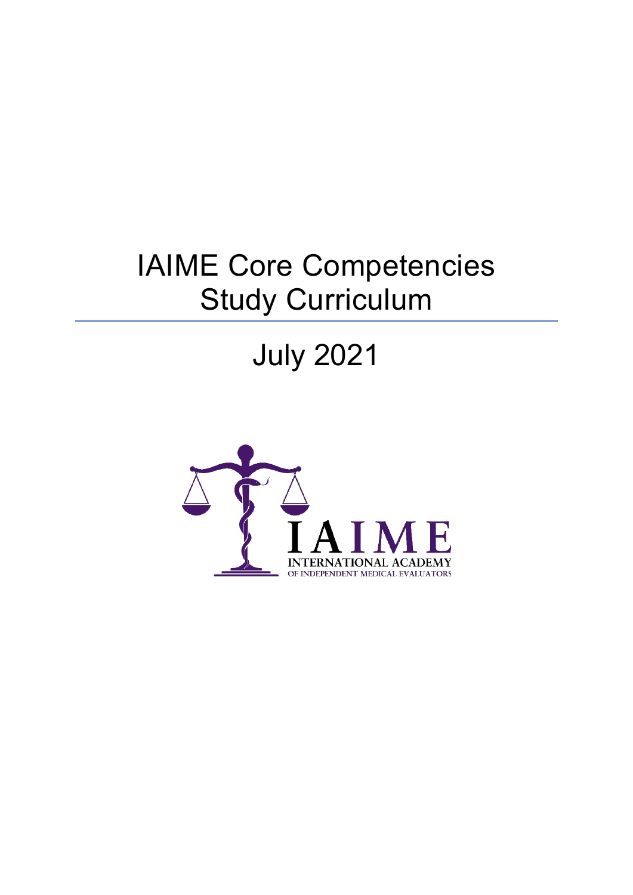# IAIME Core Competencies Study Curriculum

## July 2021

IAIME
INTERNATIONAL ACADEMY
OF INDEPENDENT MEDICAL EVALUATORS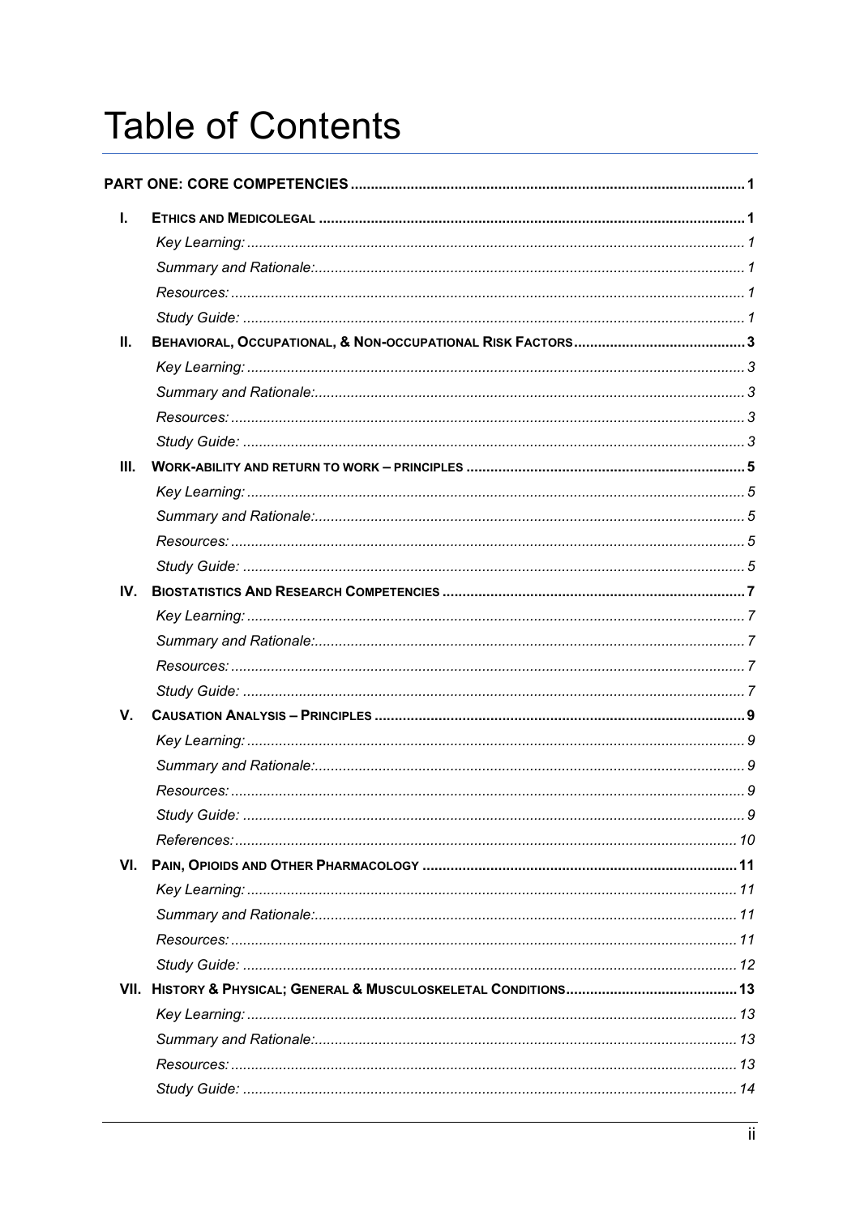# Table of Contents

**PART ONE: CORE COMPETENCIES** ........ 1

- **I. Ethics and Medicolegal** ........ 1
  - *Key Learning:* ........ 1
  - *Summary and Rationale:* ........ 1
  - *Resources:* ........ 1
  - *Study Guide:* ........ 1
- **II. Behavioral, Occupational, & Non-occupational Risk Factors** ........ 3
  - *Key Learning:* ........ 3
  - *Summary and Rationale:* ........ 3
  - *Resources:* ........ 3
  - *Study Guide:* ........ 3
- **III. Work-ability and return to work – principles** ........ 5
  - *Key Learning:* ........ 5
  - *Summary and Rationale:* ........ 5
  - *Resources:* ........ 5
  - *Study Guide:* ........ 5
- **IV. Biostatistics And Research Competencies** ........ 7
  - *Key Learning:* ........ 7
  - *Summary and Rationale:* ........ 7
  - *Resources:* ........ 7
  - *Study Guide:* ........ 7
- **V. Causation Analysis – Principles** ........ 9
  - *Key Learning:* ........ 9
  - *Summary and Rationale:* ........ 9
  - *Resources:* ........ 9
  - *Study Guide:* ........ 9
  - *References:* ........ 10
- **VI. Pain, Opioids and Other Pharmacology** ........ 11
  - *Key Learning:* ........ 11
  - *Summary and Rationale:* ........ 11
  - *Resources:* ........ 11
  - *Study Guide:* ........ 12
- **VII. History & Physical; General & Musculoskeletal Conditions** ........ 13
  - *Key Learning:* ........ 13
  - *Summary and Rationale:* ........ 13
  - *Resources:* ........ 13
  - *Study Guide:* ........ 14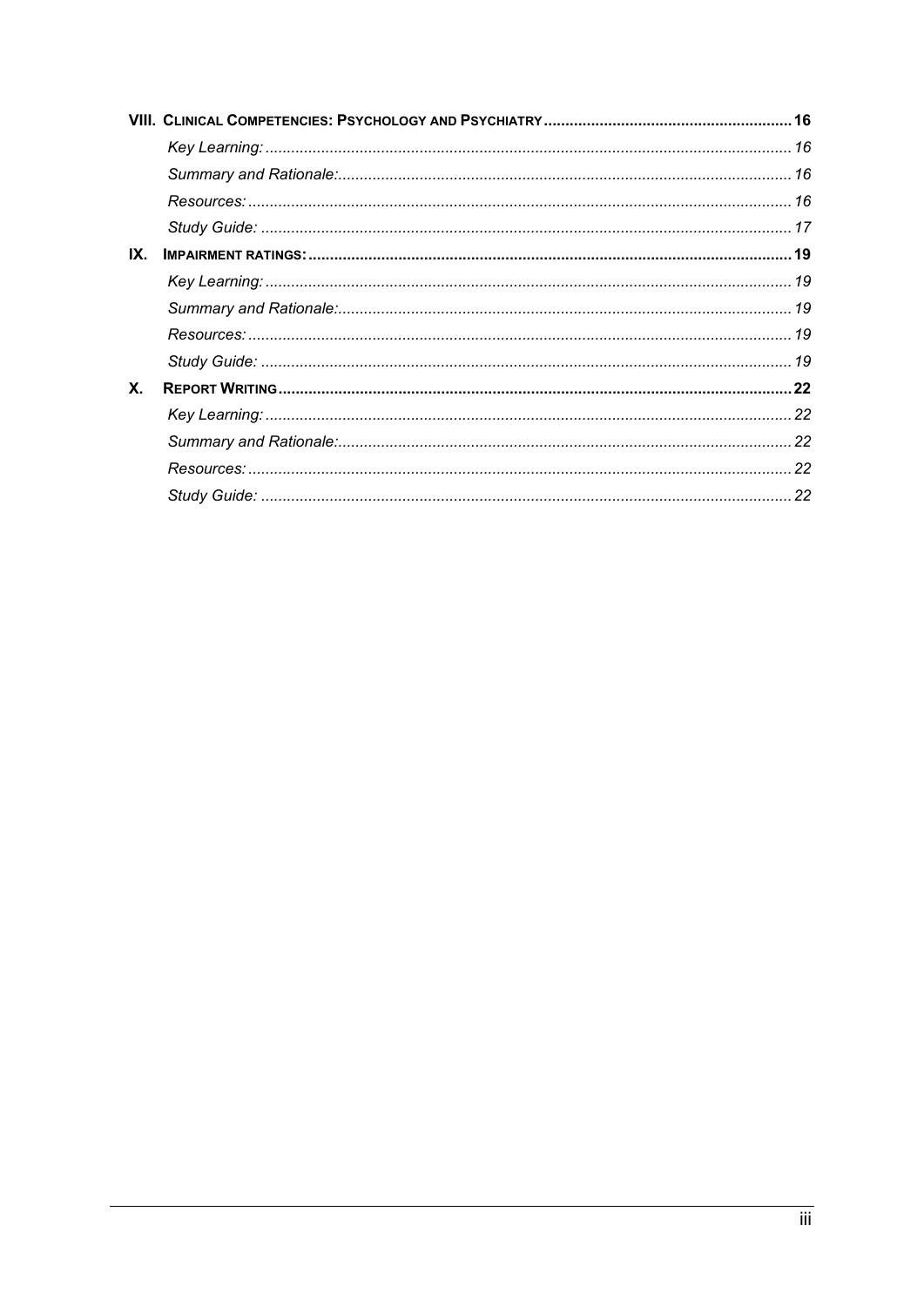**VIII. CLINICAL COMPETENCIES: PSYCHOLOGY AND PSYCHIATRY** ........ **16**

*Key Learning:* ........ *16*

*Summary and Rationale:* ........ *16*

*Resources:* ........ *16*

*Study Guide:* ........ *17*

**IX. IMPAIRMENT RATINGS:** ........ **19**

*Key Learning:* ........ *19*

*Summary and Rationale:* ........ *19*

*Resources:* ........ *19*

*Study Guide:* ........ *19*

**X. REPORT WRITING** ........ **22**

*Key Learning:* ........ *22*

*Summary and Rationale:* ........ *22*

*Resources:* ........ *22*

*Study Guide:* ........ *22*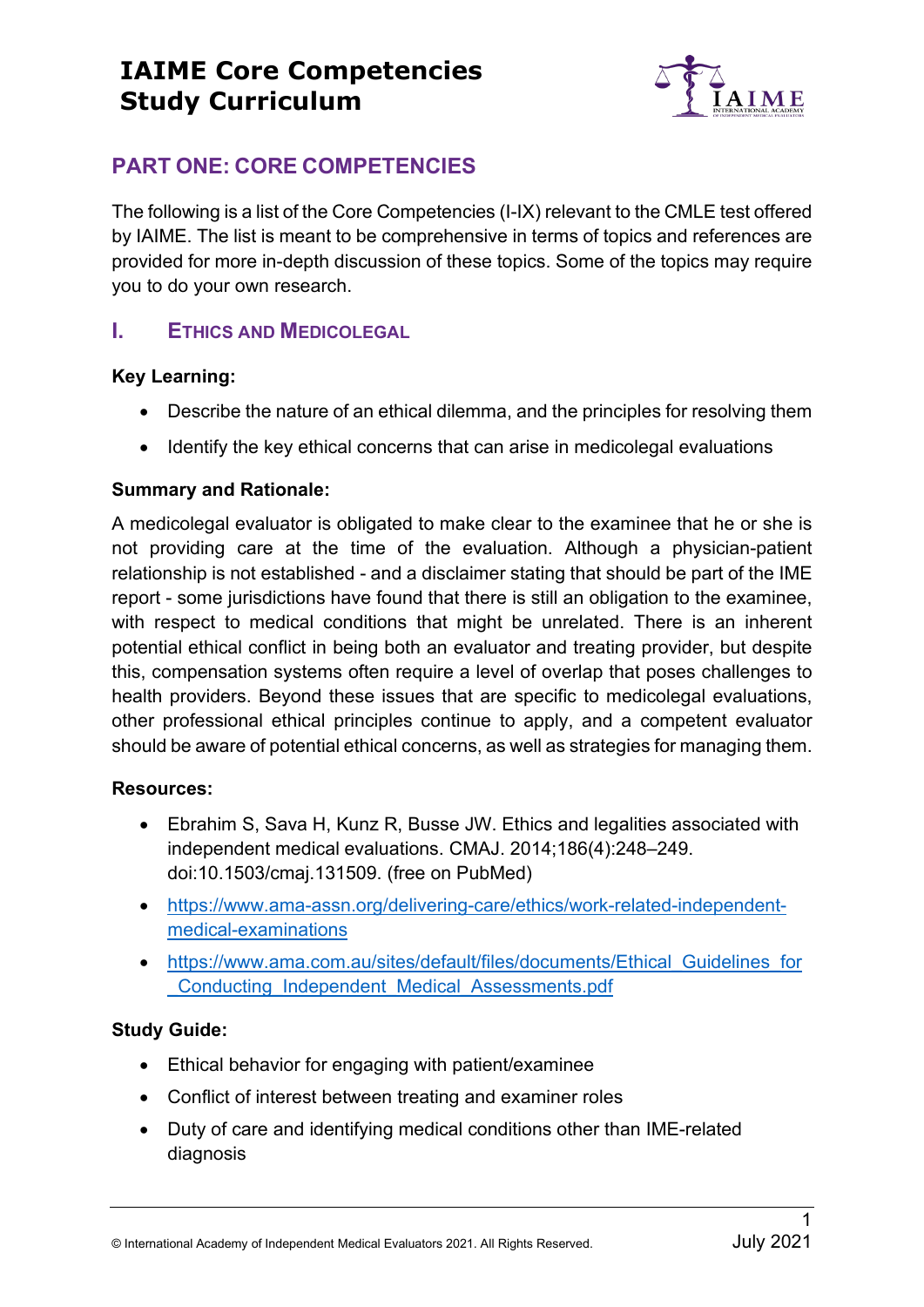# IAIME Core Competencies Study Curriculum

## PART ONE: CORE COMPETENCIES

The following is a list of the Core Competencies (I-IX) relevant to the CMLE test offered by IAIME. The list is meant to be comprehensive in terms of topics and references are provided for more in-depth discussion of these topics. Some of the topics may require you to do your own research.

### I. ETHICS AND MEDICOLEGAL

**Key Learning:**

- Describe the nature of an ethical dilemma, and the principles for resolving them
- Identify the key ethical concerns that can arise in medicolegal evaluations

**Summary and Rationale:**

A medicolegal evaluator is obligated to make clear to the examinee that he or she is not providing care at the time of the evaluation. Although a physician-patient relationship is not established - and a disclaimer stating that should be part of the IME report - some jurisdictions have found that there is still an obligation to the examinee, with respect to medical conditions that might be unrelated. There is an inherent potential ethical conflict in being both an evaluator and treating provider, but despite this, compensation systems often require a level of overlap that poses challenges to health providers. Beyond these issues that are specific to medicolegal evaluations, other professional ethical principles continue to apply, and a competent evaluator should be aware of potential ethical concerns, as well as strategies for managing them.

**Resources:**

- Ebrahim S, Sava H, Kunz R, Busse JW. Ethics and legalities associated with independent medical evaluations. CMAJ. 2014;186(4):248–249. doi:10.1503/cmaj.131509. (free on PubMed)
- https://www.ama-assn.org/delivering-care/ethics/work-related-independent-medical-examinations
- https://www.ama.com.au/sites/default/files/documents/Ethical_Guidelines_for_Conducting_Independent_Medical_Assessments.pdf

**Study Guide:**

- Ethical behavior for engaging with patient/examinee
- Conflict of interest between treating and examiner roles
- Duty of care and identifying medical conditions other than IME-related diagnosis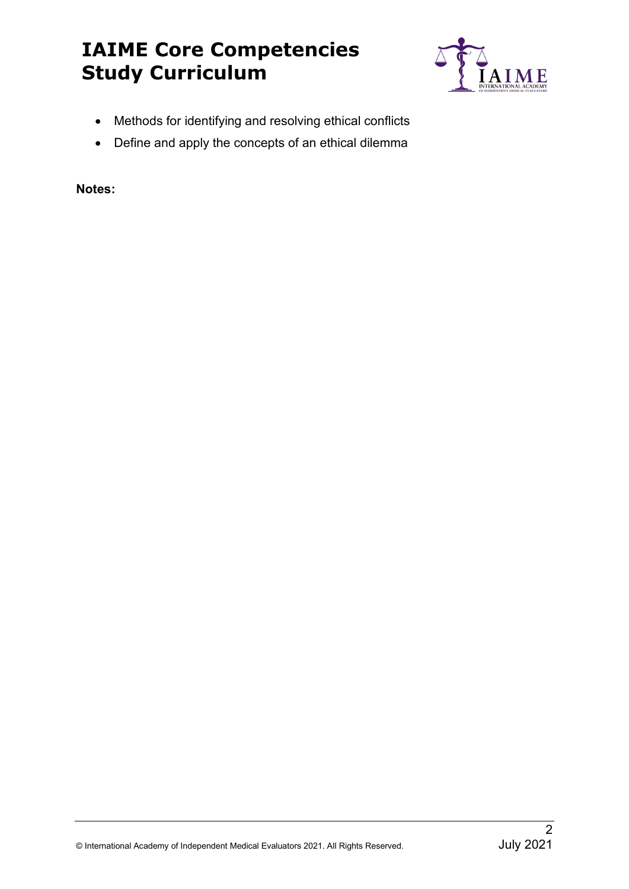- Methods for identifying and resolving ethical conflicts
- Define and apply the concepts of an ethical dilemma

**Notes:**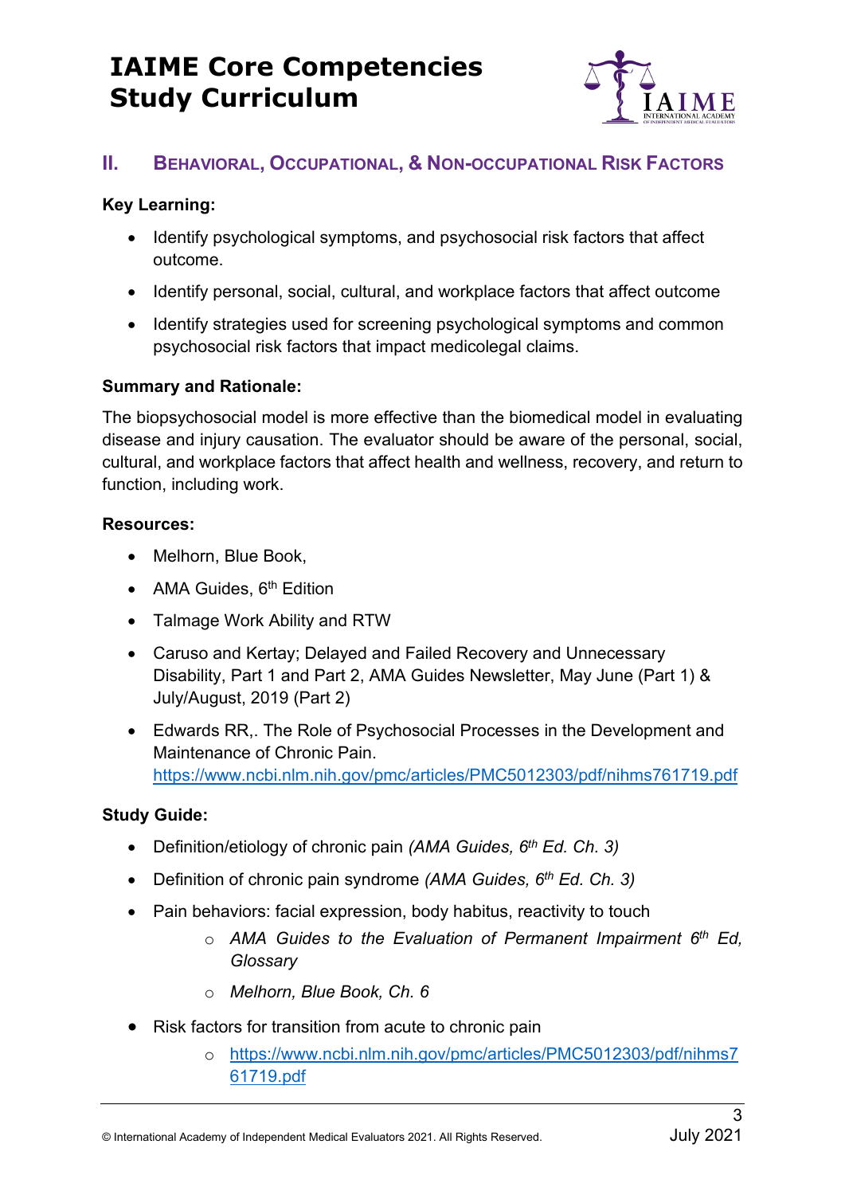## II. Behavioral, Occupational, & Non-occupational Risk Factors

**Key Learning:**

- Identify psychological symptoms, and psychosocial risk factors that affect outcome.
- Identify personal, social, cultural, and workplace factors that affect outcome
- Identify strategies used for screening psychological symptoms and common psychosocial risk factors that impact medicolegal claims.

**Summary and Rationale:**

The biopsychosocial model is more effective than the biomedical model in evaluating disease and injury causation. The evaluator should be aware of the personal, social, cultural, and workplace factors that affect health and wellness, recovery, and return to function, including work.

**Resources:**

- Melhorn, Blue Book,
- AMA Guides, 6th Edition
- Talmage Work Ability and RTW
- Caruso and Kertay; Delayed and Failed Recovery and Unnecessary Disability, Part 1 and Part 2, AMA Guides Newsletter, May June (Part 1) & July/August, 2019 (Part 2)
- Edwards RR,. The Role of Psychosocial Processes in the Development and Maintenance of Chronic Pain. https://www.ncbi.nlm.nih.gov/pmc/articles/PMC5012303/pdf/nihms761719.pdf

**Study Guide:**

- Definition/etiology of chronic pain *(AMA Guides, 6th Ed. Ch. 3)*
- Definition of chronic pain syndrome *(AMA Guides, 6th Ed. Ch. 3)*
- Pain behaviors: facial expression, body habitus, reactivity to touch
  - *AMA Guides to the Evaluation of Permanent Impairment 6th Ed, Glossary*
  - *Melhorn, Blue Book, Ch. 6*
- Risk factors for transition from acute to chronic pain
  - https://www.ncbi.nlm.nih.gov/pmc/articles/PMC5012303/pdf/nihms761719.pdf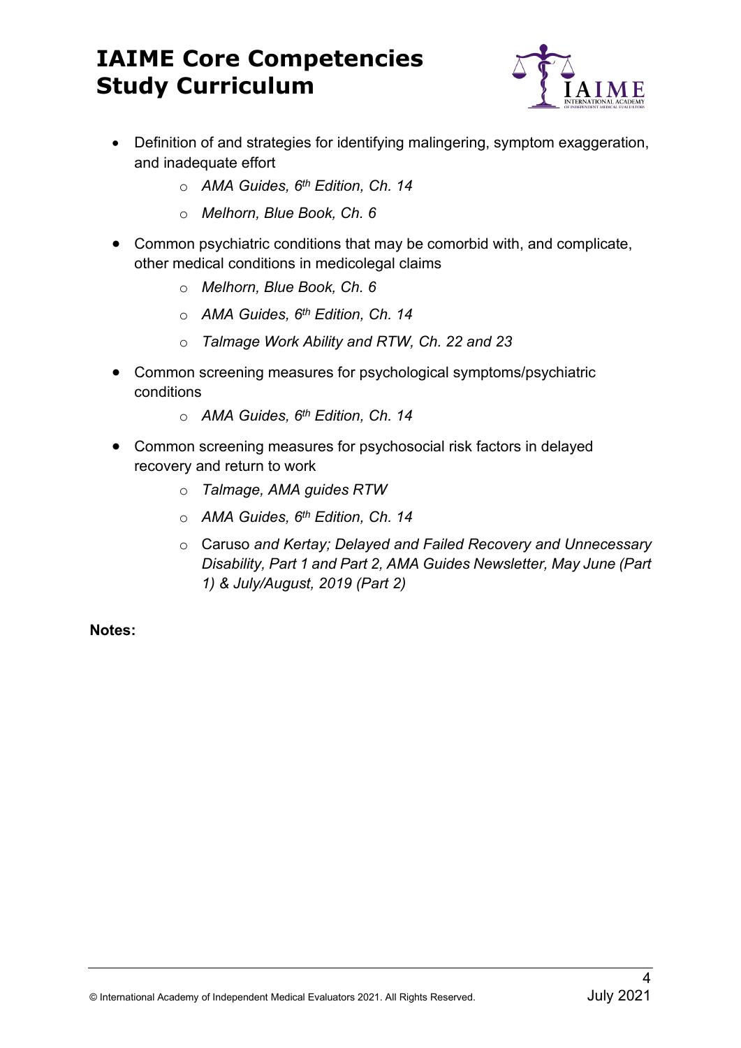- Definition of and strategies for identifying malingering, symptom exaggeration, and inadequate effort
    - *AMA Guides, 6th Edition, Ch. 14*
    - *Melhorn, Blue Book, Ch. 6*
- Common psychiatric conditions that may be comorbid with, and complicate, other medical conditions in medicolegal claims
    - *Melhorn, Blue Book, Ch. 6*
    - *AMA Guides, 6th Edition, Ch. 14*
    - *Talmage Work Ability and RTW, Ch. 22 and 23*
- Common screening measures for psychological symptoms/psychiatric conditions
    - *AMA Guides, 6th Edition, Ch. 14*
- Common screening measures for psychosocial risk factors in delayed recovery and return to work
    - *Talmage, AMA guides RTW*
    - *AMA Guides, 6th Edition, Ch. 14*
    - Caruso *and Kertay; Delayed and Failed Recovery and Unnecessary Disability, Part 1 and Part 2, AMA Guides Newsletter, May June (Part 1) & July/August, 2019 (Part 2)*

**Notes:**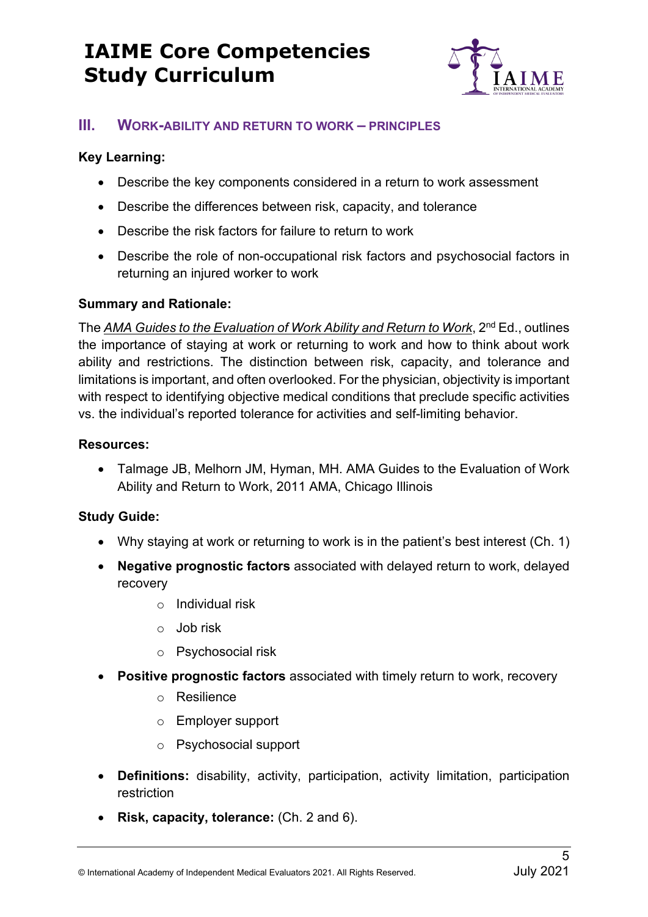## III. Work-ability and Return to Work – Principles

**Key Learning:**

- Describe the key components considered in a return to work assessment
- Describe the differences between risk, capacity, and tolerance
- Describe the risk factors for failure to return to work
- Describe the role of non-occupational risk factors and psychosocial factors in returning an injured worker to work

**Summary and Rationale:**

The *AMA Guides to the Evaluation of Work Ability and Return to Work*, 2nd Ed., outlines the importance of staying at work or returning to work and how to think about work ability and restrictions. The distinction between risk, capacity, and tolerance and limitations is important, and often overlooked. For the physician, objectivity is important with respect to identifying objective medical conditions that preclude specific activities vs. the individual's reported tolerance for activities and self-limiting behavior.

**Resources:**

- Talmage JB, Melhorn JM, Hyman, MH. AMA Guides to the Evaluation of Work Ability and Return to Work, 2011 AMA, Chicago Illinois

**Study Guide:**

- Why staying at work or returning to work is in the patient's best interest (Ch. 1)
- **Negative prognostic factors** associated with delayed return to work, delayed recovery
    - Individual risk
    - Job risk
    - Psychosocial risk
- **Positive prognostic factors** associated with timely return to work, recovery
    - Resilience
    - Employer support
    - Psychosocial support
- **Definitions:** disability, activity, participation, activity limitation, participation restriction
- **Risk, capacity, tolerance:** (Ch. 2 and 6).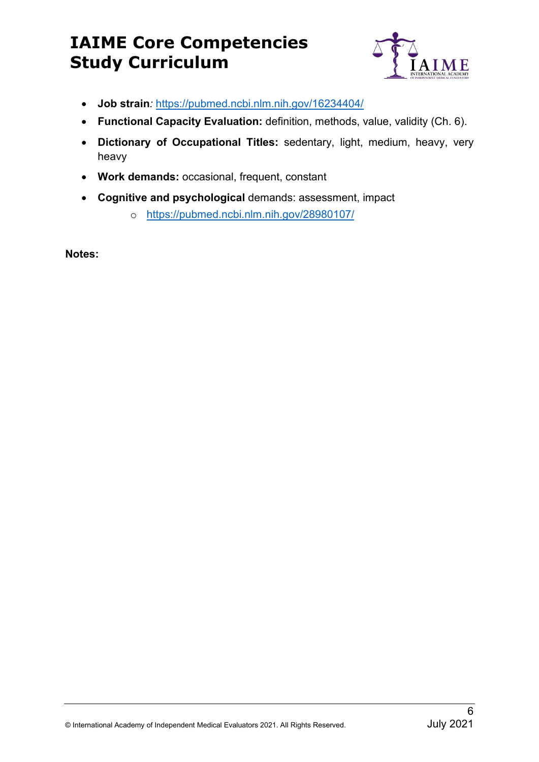- **Job strain***:* https://pubmed.ncbi.nlm.nih.gov/16234404/
- **Functional Capacity Evaluation:** definition, methods, value, validity (Ch. 6).
- **Dictionary of Occupational Titles:** sedentary, light, medium, heavy, very heavy
- **Work demands:** occasional, frequent, constant
- **Cognitive and psychological** demands: assessment, impact
    - https://pubmed.ncbi.nlm.nih.gov/28980107/

**Notes:**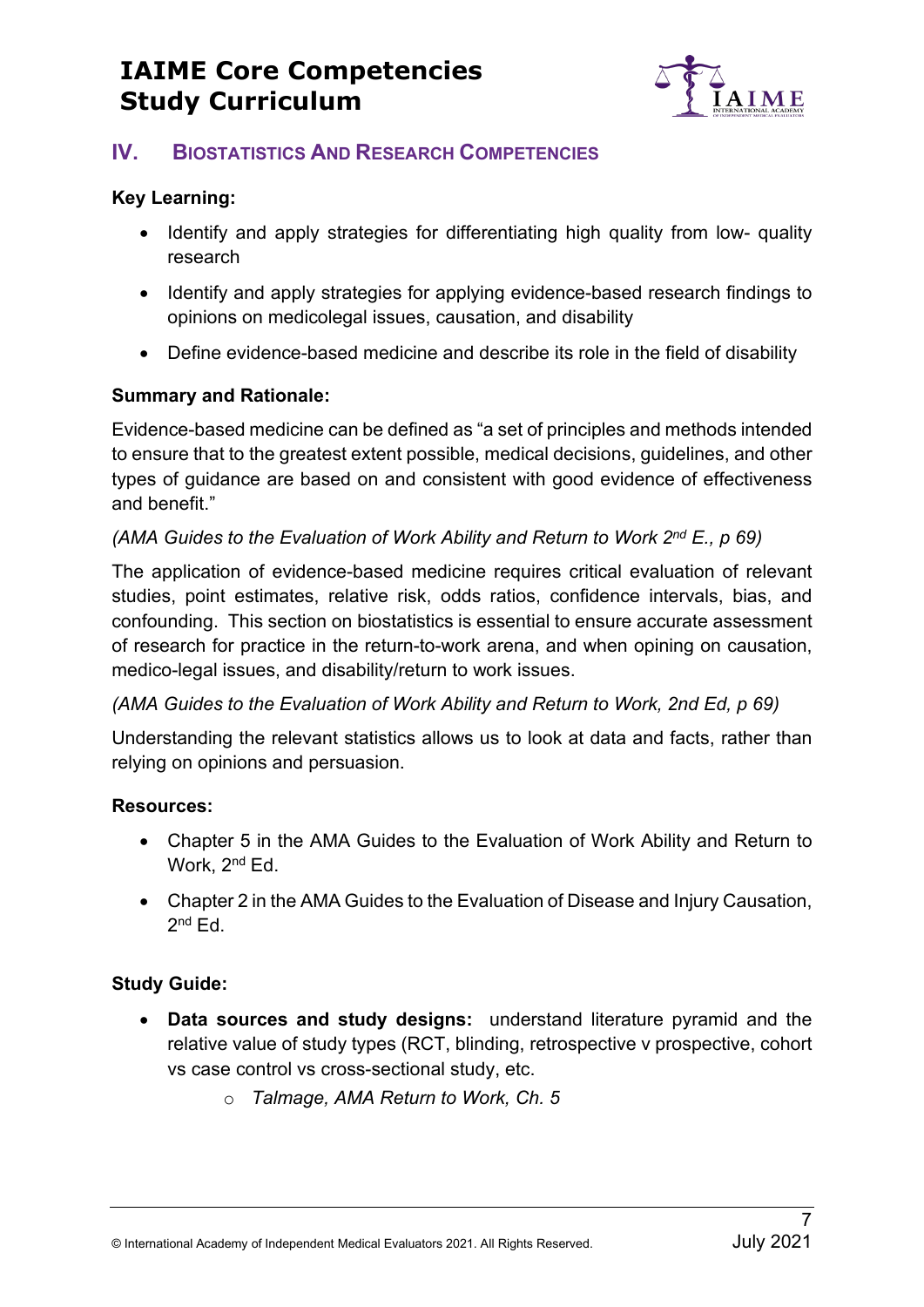## IV. Biostatistics And Research Competencies

**Key Learning:**

- Identify and apply strategies for differentiating high quality from low- quality research
- Identify and apply strategies for applying evidence-based research findings to opinions on medicolegal issues, causation, and disability
- Define evidence-based medicine and describe its role in the field of disability

**Summary and Rationale:**

Evidence-based medicine can be defined as "a set of principles and methods intended to ensure that to the greatest extent possible, medical decisions, guidelines, and other types of guidance are based on and consistent with good evidence of effectiveness and benefit."

*(AMA Guides to the Evaluation of Work Ability and Return to Work 2nd E., p 69)*

The application of evidence-based medicine requires critical evaluation of relevant studies, point estimates, relative risk, odds ratios, confidence intervals, bias, and confounding. This section on biostatistics is essential to ensure accurate assessment of research for practice in the return-to-work arena, and when opining on causation, medico-legal issues, and disability/return to work issues.

*(AMA Guides to the Evaluation of Work Ability and Return to Work, 2nd Ed, p 69)*

Understanding the relevant statistics allows us to look at data and facts, rather than relying on opinions and persuasion.

**Resources:**

- Chapter 5 in the AMA Guides to the Evaluation of Work Ability and Return to Work, 2nd Ed.
- Chapter 2 in the AMA Guides to the Evaluation of Disease and Injury Causation, 2nd Ed.

**Study Guide:**

- **Data sources and study designs:** understand literature pyramid and the relative value of study types (RCT, blinding, retrospective v prospective, cohort vs case control vs cross-sectional study, etc.
  - *Talmage, AMA Return to Work, Ch. 5*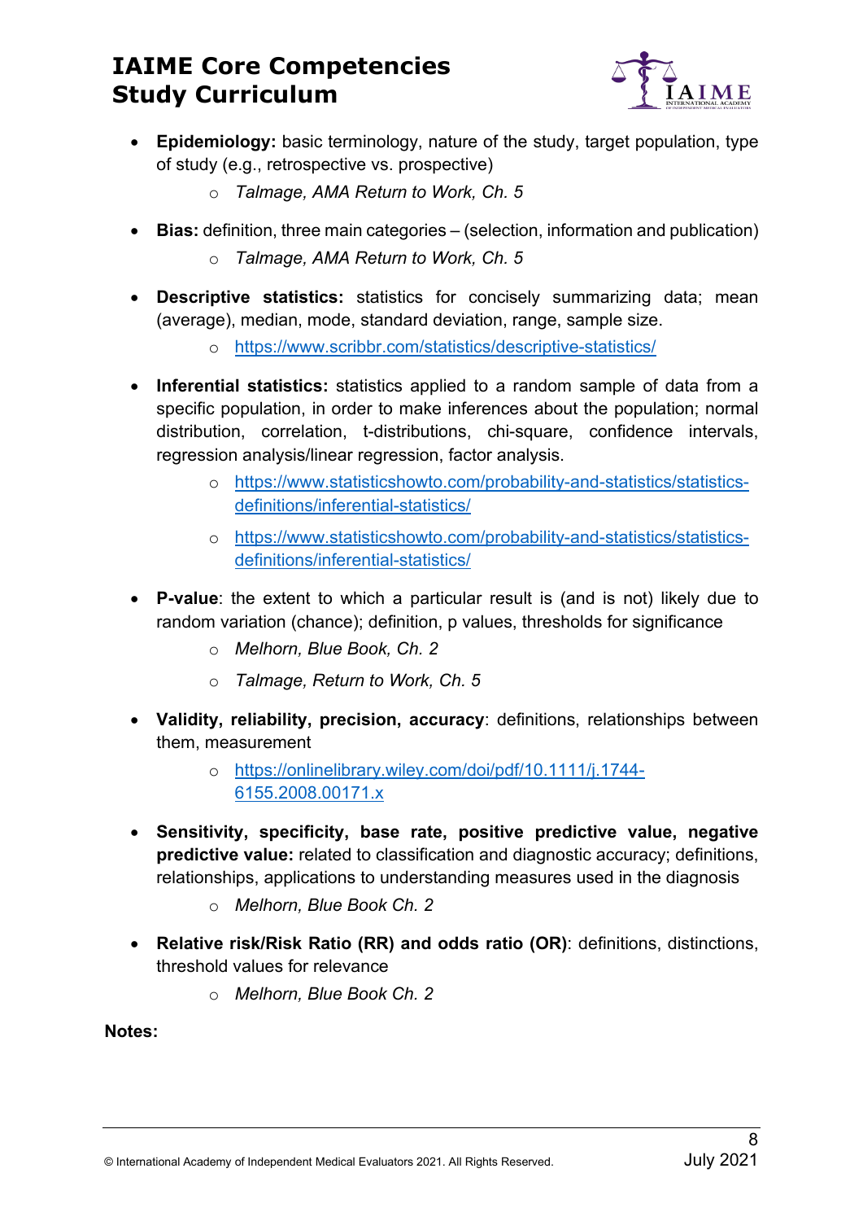- **Epidemiology:** basic terminology, nature of the study, target population, type of study (e.g., retrospective vs. prospective)
    - *Talmage, AMA Return to Work, Ch. 5*

- **Bias:** definition, three main categories – (selection, information and publication)
    - *Talmage, AMA Return to Work, Ch. 5*

- **Descriptive statistics:** statistics for concisely summarizing data; mean (average), median, mode, standard deviation, range, sample size.
    - https://www.scribbr.com/statistics/descriptive-statistics/

- **Inferential statistics:** statistics applied to a random sample of data from a specific population, in order to make inferences about the population; normal distribution, correlation, t-distributions, chi-square, confidence intervals, regression analysis/linear regression, factor analysis.
    - https://www.statisticshowto.com/probability-and-statistics/statistics-definitions/inferential-statistics/
    - https://www.statisticshowto.com/probability-and-statistics/statistics-definitions/inferential-statistics/

- **P-value**: the extent to which a particular result is (and is not) likely due to random variation (chance); definition, p values, thresholds for significance
    - *Melhorn, Blue Book, Ch. 2*
    - *Talmage, Return to Work, Ch. 5*

- **Validity, reliability, precision, accuracy**: definitions, relationships between them, measurement
    - https://onlinelibrary.wiley.com/doi/pdf/10.1111/j.1744-6155.2008.00171.x

- **Sensitivity, specificity, base rate, positive predictive value, negative predictive value:** related to classification and diagnostic accuracy; definitions, relationships, applications to understanding measures used in the diagnosis
    - *Melhorn, Blue Book Ch. 2*

- **Relative risk/Risk Ratio (RR) and odds ratio (OR)**: definitions, distinctions, threshold values for relevance
    - *Melhorn, Blue Book Ch. 2*

**Notes:**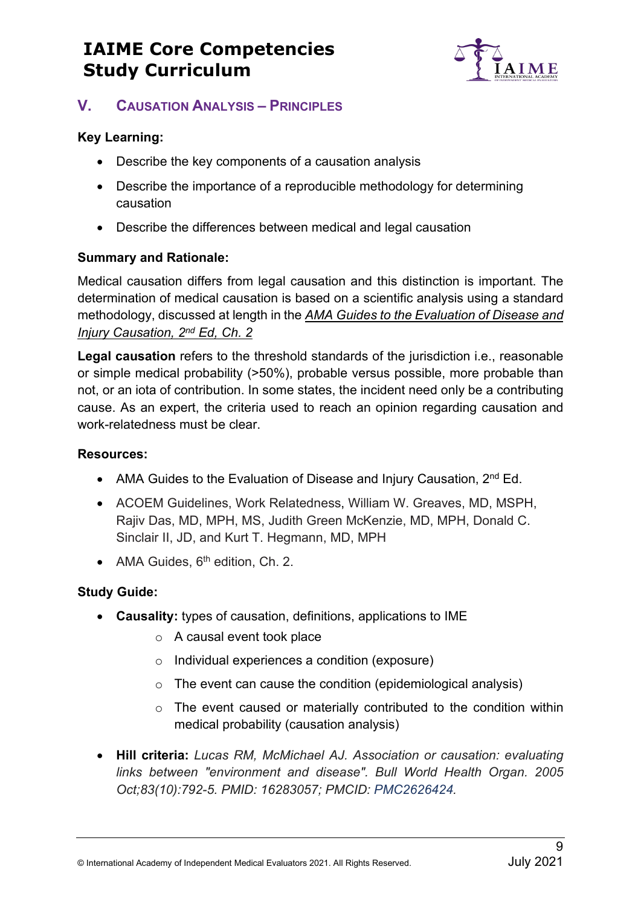## V. Causation Analysis – Principles

**Key Learning:**

- Describe the key components of a causation analysis
- Describe the importance of a reproducible methodology for determining causation
- Describe the differences between medical and legal causation

**Summary and Rationale:**

Medical causation differs from legal causation and this distinction is important. The determination of medical causation is based on a scientific analysis using a standard methodology, discussed at length in the *AMA Guides to the Evaluation of Disease and Injury Causation, 2nd Ed, Ch. 2*

**Legal causation** refers to the threshold standards of the jurisdiction i.e., reasonable or simple medical probability (>50%), probable versus possible, more probable than not, or an iota of contribution. In some states, the incident need only be a contributing cause. As an expert, the criteria used to reach an opinion regarding causation and work-relatedness must be clear.

**Resources:**

- AMA Guides to the Evaluation of Disease and Injury Causation, 2nd Ed.
- ACOEM Guidelines, Work Relatedness, William W. Greaves, MD, MSPH, Rajiv Das, MD, MPH, MS, Judith Green McKenzie, MD, MPH, Donald C. Sinclair II, JD, and Kurt T. Hegmann, MD, MPH
- AMA Guides, 6th edition, Ch. 2.

**Study Guide:**

- **Causality:** types of causation, definitions, applications to IME
  - A causal event took place
  - Individual experiences a condition (exposure)
  - The event can cause the condition (epidemiological analysis)
  - The event caused or materially contributed to the condition within medical probability (causation analysis)
- **Hill criteria:** *Lucas RM, McMichael AJ. Association or causation: evaluating links between "environment and disease". Bull World Health Organ. 2005 Oct;83(10):792-5. PMID: 16283057; PMCID: PMC2626424.*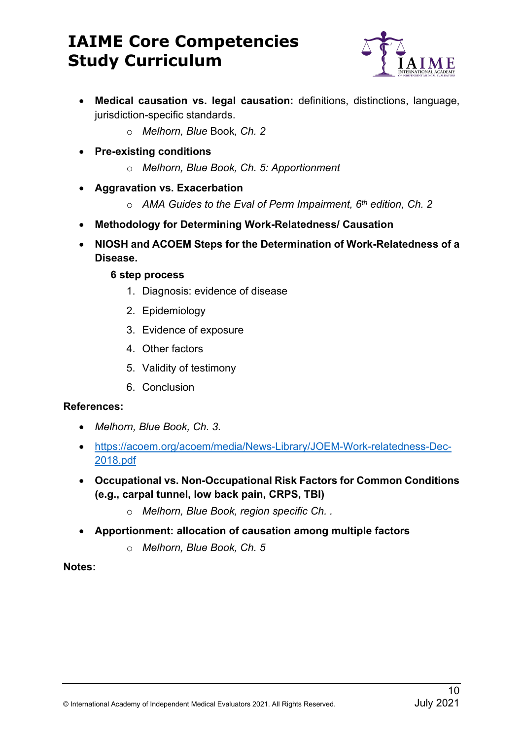- **Medical causation vs. legal causation:** definitions, distinctions, language, jurisdiction-specific standards.
    - *Melhorn, Blue* Book*, Ch. 2*
- **Pre-existing conditions**
    - *Melhorn, Blue Book, Ch. 5: Apportionment*
- **Aggravation vs. Exacerbation**
    - *AMA Guides to the Eval of Perm Impairment, 6th edition, Ch. 2*
- **Methodology for Determining Work-Relatedness/ Causation**
- **NIOSH and ACOEM Steps for the Determination of Work-Relatedness of a Disease.**

    **6 step process**

    1. Diagnosis: evidence of disease
    2. Epidemiology
    3. Evidence of exposure
    4. Other factors
    5. Validity of testimony
    6. Conclusion

**References:**

- *Melhorn, Blue Book, Ch. 3.*
- https://acoem.org/acoem/media/News-Library/JOEM-Work-relatedness-Dec-2018.pdf
- **Occupational vs. Non-Occupational Risk Factors for Common Conditions (e.g., carpal tunnel, low back pain, CRPS, TBI)**
    - *Melhorn, Blue Book, region specific Ch. .*
- **Apportionment: allocation of causation among multiple factors**
    - *Melhorn, Blue Book, Ch. 5*

**Notes:**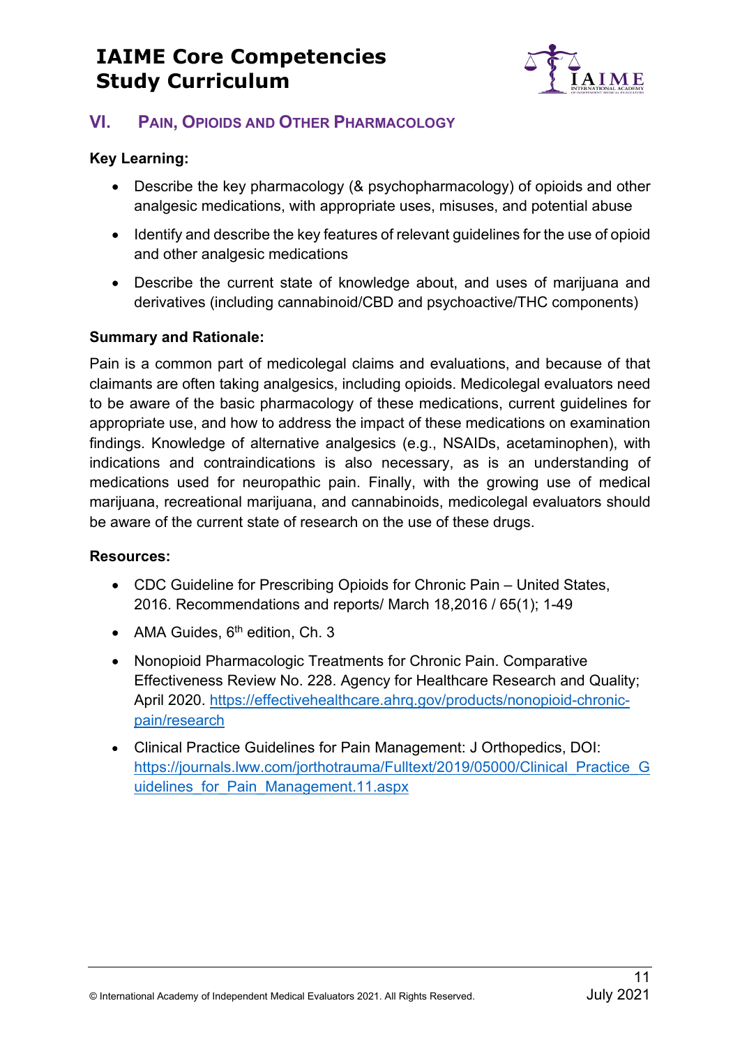## VI. Pain, Opioids and Other Pharmacology

**Key Learning:**

- Describe the key pharmacology (& psychopharmacology) of opioids and other analgesic medications, with appropriate uses, misuses, and potential abuse
- Identify and describe the key features of relevant guidelines for the use of opioid and other analgesic medications
- Describe the current state of knowledge about, and uses of marijuana and derivatives (including cannabinoid/CBD and psychoactive/THC components)

**Summary and Rationale:**

Pain is a common part of medicolegal claims and evaluations, and because of that claimants are often taking analgesics, including opioids. Medicolegal evaluators need to be aware of the basic pharmacology of these medications, current guidelines for appropriate use, and how to address the impact of these medications on examination findings. Knowledge of alternative analgesics (e.g., NSAIDs, acetaminophen), with indications and contraindications is also necessary, as is an understanding of medications used for neuropathic pain. Finally, with the growing use of medical marijuana, recreational marijuana, and cannabinoids, medicolegal evaluators should be aware of the current state of research on the use of these drugs.

**Resources:**

- CDC Guideline for Prescribing Opioids for Chronic Pain – United States, 2016. Recommendations and reports/ March 18,2016 / 65(1); 1-49
- AMA Guides, 6th edition, Ch. 3
- Nonopioid Pharmacologic Treatments for Chronic Pain. Comparative Effectiveness Review No. 228. Agency for Healthcare Research and Quality; April 2020. https://effectivehealthcare.ahrq.gov/products/nonopioid-chronic-pain/research
- Clinical Practice Guidelines for Pain Management: J Orthopedics, DOI: https://journals.lww.com/jorthotrauma/Fulltext/2019/05000/Clinical_Practice_Guidelines_for_Pain_Management.11.aspx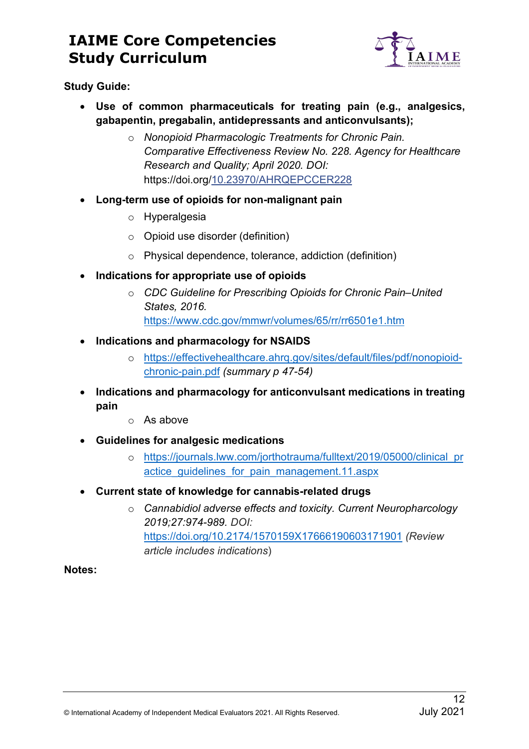**Study Guide:**

- **Use of common pharmaceuticals for treating pain (e.g., analgesics, gabapentin, pregabalin, antidepressants and anticonvulsants);**
  - *Nonopioid Pharmacologic Treatments for Chronic Pain. Comparative Effectiveness Review No. 228. Agency for Healthcare Research and Quality; April 2020. DOI:* https://doi.org/10.23970/AHRQEPCCER228
- **Long-term use of opioids for non-malignant pain**
  - Hyperalgesia
  - Opioid use disorder (definition)
  - Physical dependence, tolerance, addiction (definition)
- **Indications for appropriate use of opioids**
  - *CDC Guideline for Prescribing Opioids for Chronic Pain–United States, 2016.* https://www.cdc.gov/mmwr/volumes/65/rr/rr6501e1.htm
- **Indications and pharmacology for NSAIDS**
  - https://effectivehealthcare.ahrq.gov/sites/default/files/pdf/nonopioid-chronic-pain.pdf *(summary p 47-54)*
- **Indications and pharmacology for anticonvulsant medications in treating pain**
  - As above
- **Guidelines for analgesic medications**
  - https://journals.lww.com/jorthotrauma/fulltext/2019/05000/clinical_practice_guidelines_for_pain_management.11.aspx
- **Current state of knowledge for cannabis-related drugs**
  - *Cannabidiol adverse effects and toxicity. Current Neuropharcology 2019;27:974-989. DOI:* https://doi.org/10.2174/1570159X17666190603171901 *(Review article includes indications*)

**Notes:**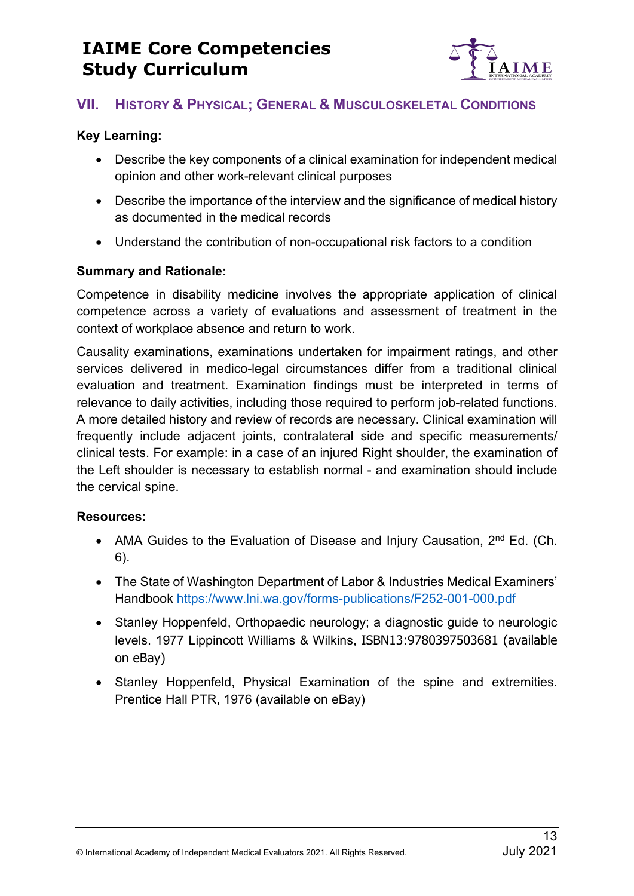## VII. History & Physical; General & Musculoskeletal Conditions

**Key Learning:**

- Describe the key components of a clinical examination for independent medical opinion and other work-relevant clinical purposes
- Describe the importance of the interview and the significance of medical history as documented in the medical records
- Understand the contribution of non-occupational risk factors to a condition

**Summary and Rationale:**

Competence in disability medicine involves the appropriate application of clinical competence across a variety of evaluations and assessment of treatment in the context of workplace absence and return to work.

Causality examinations, examinations undertaken for impairment ratings, and other services delivered in medico-legal circumstances differ from a traditional clinical evaluation and treatment. Examination findings must be interpreted in terms of relevance to daily activities, including those required to perform job-related functions. A more detailed history and review of records are necessary. Clinical examination will frequently include adjacent joints, contralateral side and specific measurements/ clinical tests. For example: in a case of an injured Right shoulder, the examination of the Left shoulder is necessary to establish normal - and examination should include the cervical spine.

**Resources:**

- AMA Guides to the Evaluation of Disease and Injury Causation, 2nd Ed. (Ch. 6).
- The State of Washington Department of Labor & Industries Medical Examiners' Handbook https://www.lni.wa.gov/forms-publications/F252-001-000.pdf
- Stanley Hoppenfeld, Orthopaedic neurology; a diagnostic guide to neurologic levels. 1977 Lippincott Williams & Wilkins, ISBN13:9780397503681 (available on eBay)
- Stanley Hoppenfeld, Physical Examination of the spine and extremities. Prentice Hall PTR, 1976 (available on eBay)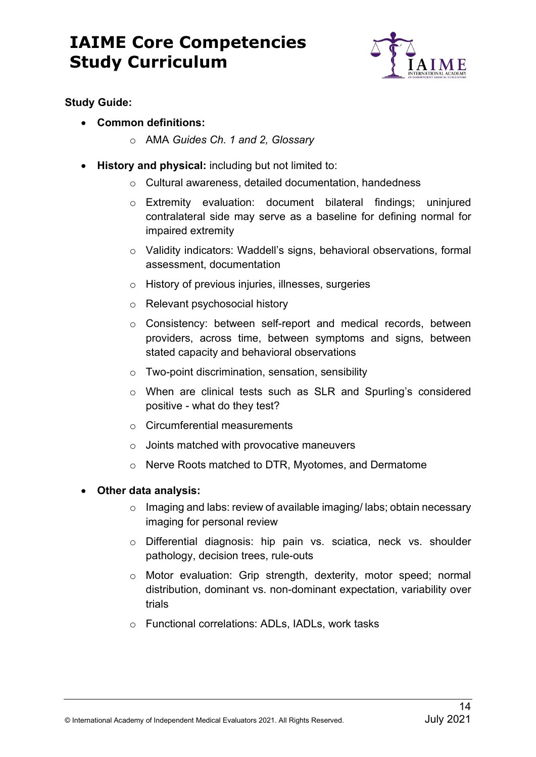# IAIME Core Competencies Study Curriculum

**Study Guide:**

- **Common definitions:**
    - AMA *Guides Ch. 1 and 2, Glossary*
- **History and physical:** including but not limited to:
    - Cultural awareness, detailed documentation, handedness
    - Extremity evaluation: document bilateral findings; uninjured contralateral side may serve as a baseline for defining normal for impaired extremity
    - Validity indicators: Waddell's signs, behavioral observations, formal assessment, documentation
    - History of previous injuries, illnesses, surgeries
    - Relevant psychosocial history
    - Consistency: between self-report and medical records, between providers, across time, between symptoms and signs, between stated capacity and behavioral observations
    - Two-point discrimination, sensation, sensibility
    - When are clinical tests such as SLR and Spurling's considered positive - what do they test?
    - Circumferential measurements
    - Joints matched with provocative maneuvers
    - Nerve Roots matched to DTR, Myotomes, and Dermatome
- **Other data analysis:**
    - Imaging and labs: review of available imaging/ labs; obtain necessary imaging for personal review
    - Differential diagnosis: hip pain vs. sciatica, neck vs. shoulder pathology, decision trees, rule-outs
    - Motor evaluation: Grip strength, dexterity, motor speed; normal distribution, dominant vs. non-dominant expectation, variability over trials
    - Functional correlations: ADLs, IADLs, work tasks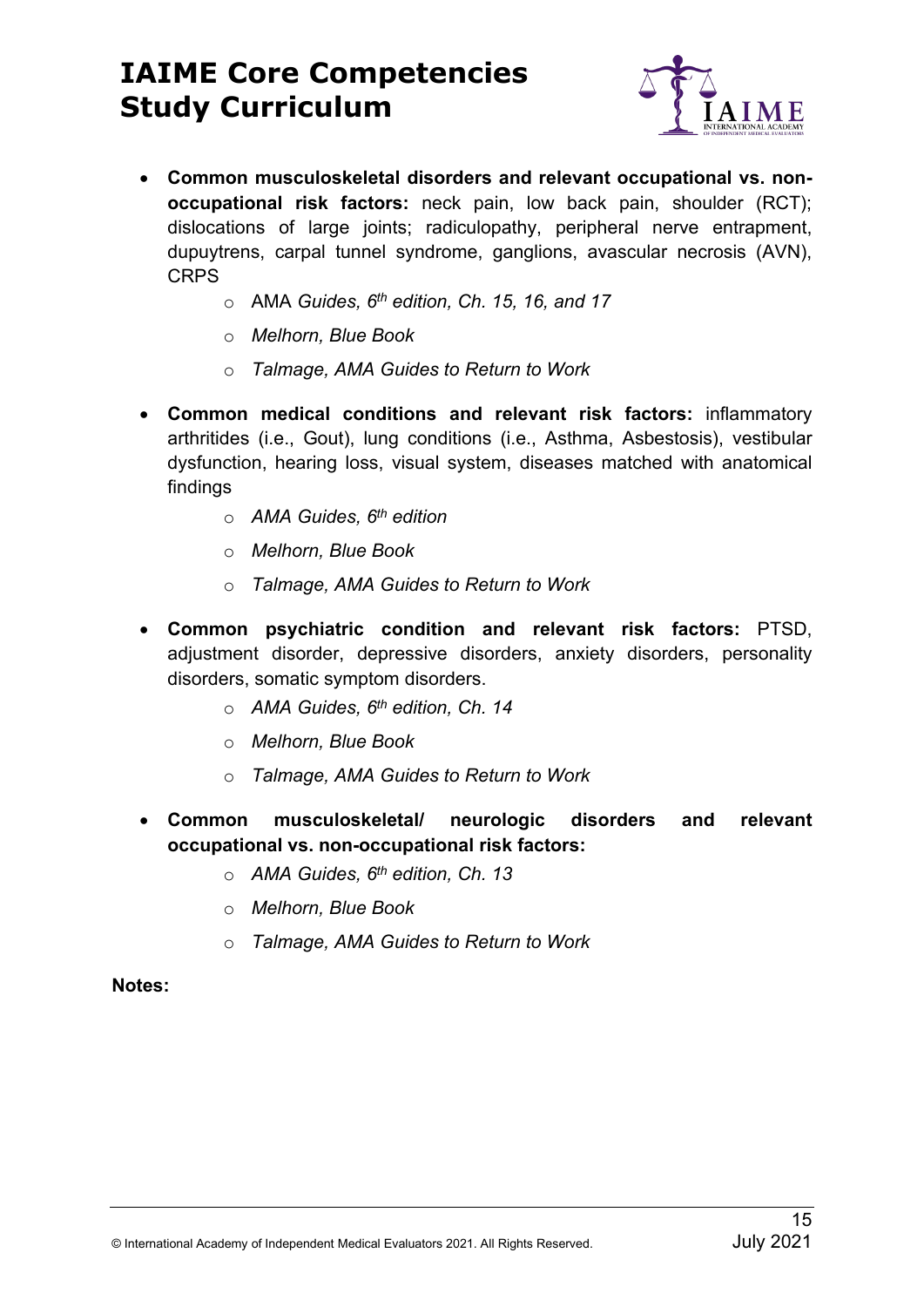- **Common musculoskeletal disorders and relevant occupational vs. non-occupational risk factors:** neck pain, low back pain, shoulder (RCT); dislocations of large joints; radiculopathy, peripheral nerve entrapment, dupuytrens, carpal tunnel syndrome, ganglions, avascular necrosis (AVN), CRPS
  - AMA *Guides, 6th edition, Ch. 15, 16, and 17*
  - *Melhorn, Blue Book*
  - *Talmage, AMA Guides to Return to Work*
- **Common medical conditions and relevant risk factors:** inflammatory arthritides (i.e., Gout), lung conditions (i.e., Asthma, Asbestosis), vestibular dysfunction, hearing loss, visual system, diseases matched with anatomical findings
  - *AMA Guides, 6th edition*
  - *Melhorn, Blue Book*
  - *Talmage, AMA Guides to Return to Work*
- **Common psychiatric condition and relevant risk factors:** PTSD, adjustment disorder, depressive disorders, anxiety disorders, personality disorders, somatic symptom disorders.
  - *AMA Guides, 6th edition, Ch. 14*
  - *Melhorn, Blue Book*
  - *Talmage, AMA Guides to Return to Work*
- **Common musculoskeletal/ neurologic disorders and relevant occupational vs. non-occupational risk factors:**
  - *AMA Guides, 6th edition, Ch. 13*
  - *Melhorn, Blue Book*
  - *Talmage, AMA Guides to Return to Work*

**Notes:**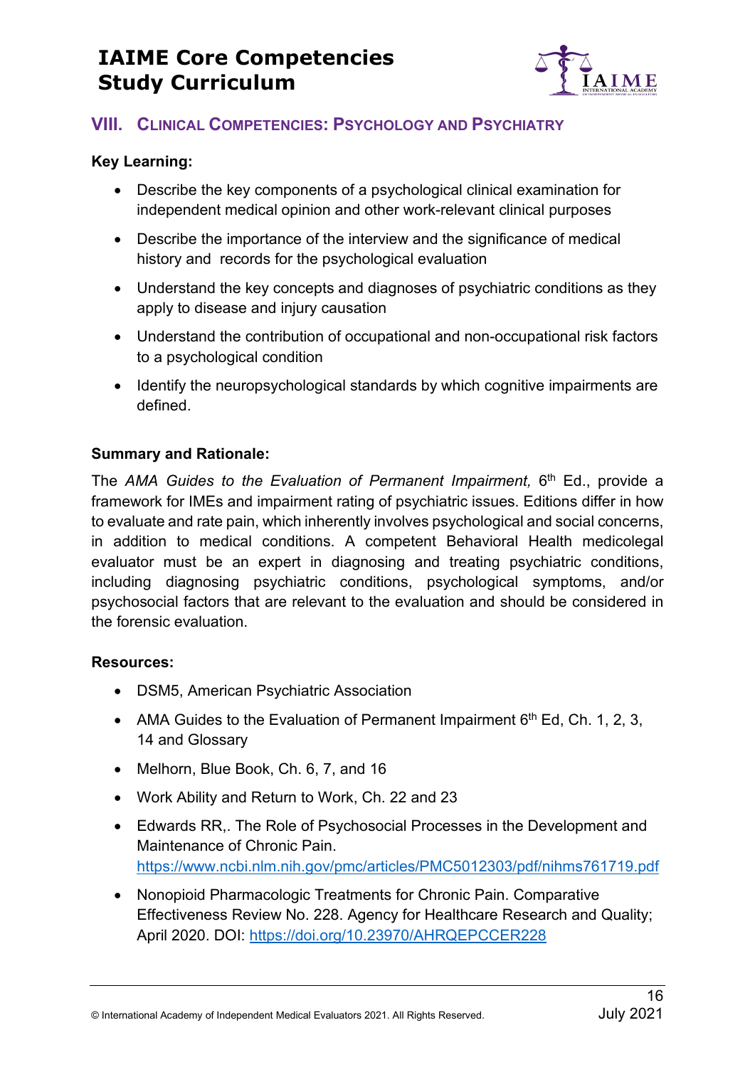## VIII. Clinical Competencies: Psychology and Psychiatry

**Key Learning:**

- Describe the key components of a psychological clinical examination for independent medical opinion and other work-relevant clinical purposes
- Describe the importance of the interview and the significance of medical history and records for the psychological evaluation
- Understand the key concepts and diagnoses of psychiatric conditions as they apply to disease and injury causation
- Understand the contribution of occupational and non-occupational risk factors to a psychological condition
- Identify the neuropsychological standards by which cognitive impairments are defined.

**Summary and Rationale:**

The *AMA Guides to the Evaluation of Permanent Impairment,* 6th Ed., provide a framework for IMEs and impairment rating of psychiatric issues. Editions differ in how to evaluate and rate pain, which inherently involves psychological and social concerns, in addition to medical conditions. A competent Behavioral Health medicolegal evaluator must be an expert in diagnosing and treating psychiatric conditions, including diagnosing psychiatric conditions, psychological symptoms, and/or psychosocial factors that are relevant to the evaluation and should be considered in the forensic evaluation.

**Resources:**

- DSM5, American Psychiatric Association
- AMA Guides to the Evaluation of Permanent Impairment 6th Ed, Ch. 1, 2, 3, 14 and Glossary
- Melhorn, Blue Book, Ch. 6, 7, and 16
- Work Ability and Return to Work, Ch. 22 and 23
- Edwards RR,. The Role of Psychosocial Processes in the Development and Maintenance of Chronic Pain. https://www.ncbi.nlm.nih.gov/pmc/articles/PMC5012303/pdf/nihms761719.pdf
- Nonopioid Pharmacologic Treatments for Chronic Pain. Comparative Effectiveness Review No. 228. Agency for Healthcare Research and Quality; April 2020. DOI: https://doi.org/10.23970/AHRQEPCCER228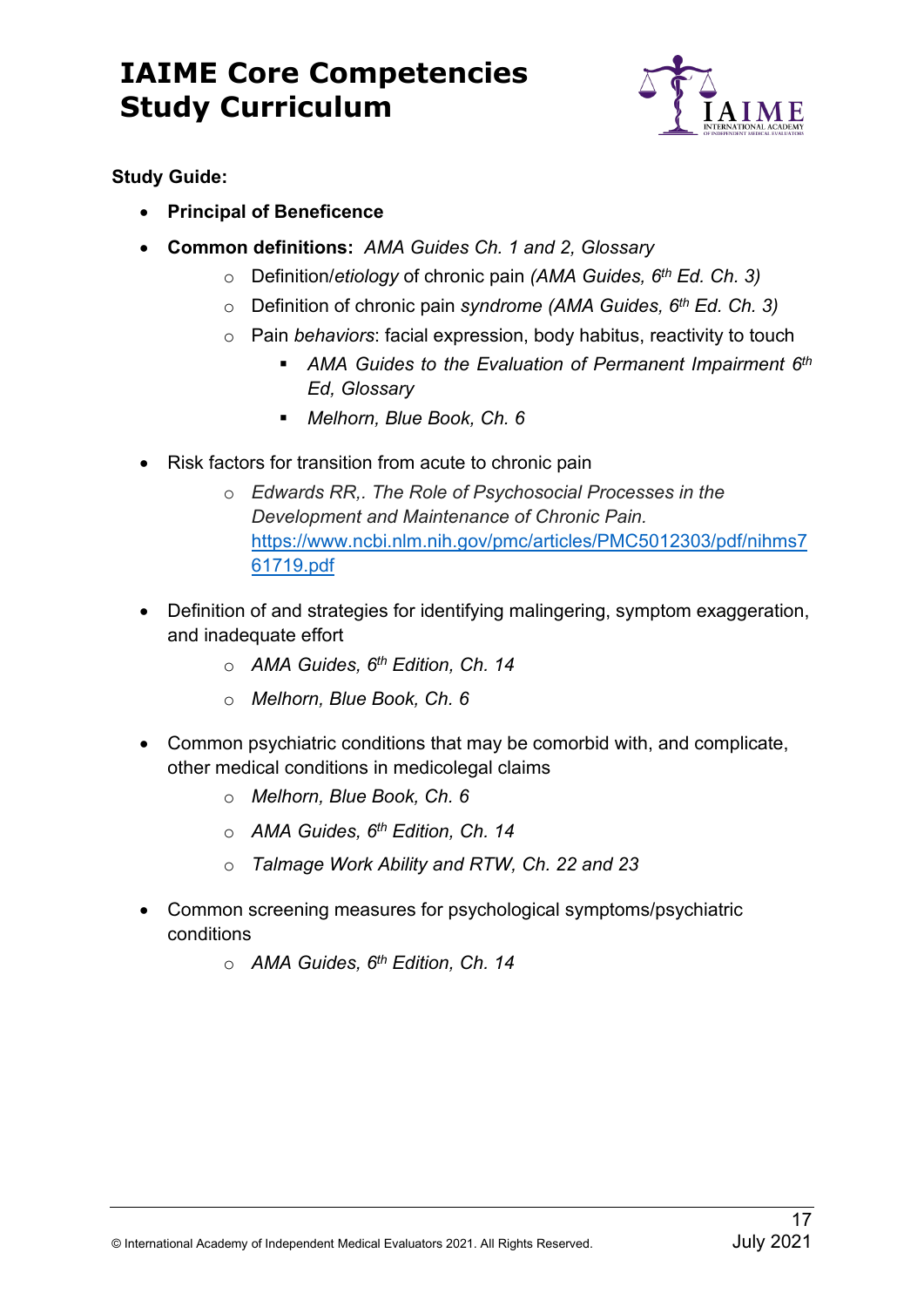**Study Guide:**

- **Principal of Beneficence**
- **Common definitions:** *AMA Guides Ch. 1 and 2, Glossary*
  - Definition/*etiology* of chronic pain *(AMA Guides, 6th Ed. Ch. 3)*
  - Definition of chronic pain *syndrome (AMA Guides, 6th Ed. Ch. 3)*
  - Pain *behaviors*: facial expression, body habitus, reactivity to touch
    - *AMA Guides to the Evaluation of Permanent Impairment 6th Ed, Glossary*
    - *Melhorn, Blue Book, Ch. 6*
- Risk factors for transition from acute to chronic pain
  - *Edwards RR,. The Role of Psychosocial Processes in the Development and Maintenance of Chronic Pain.* [https://www.ncbi.nlm.nih.gov/pmc/articles/PMC5012303/pdf/nihms761719.pdf](https://www.ncbi.nlm.nih.gov/pmc/articles/PMC5012303/pdf/nihms761719.pdf)
- Definition of and strategies for identifying malingering, symptom exaggeration, and inadequate effort
  - *AMA Guides, 6th Edition, Ch. 14*
  - *Melhorn, Blue Book, Ch. 6*
- Common psychiatric conditions that may be comorbid with, and complicate, other medical conditions in medicolegal claims
  - *Melhorn, Blue Book, Ch. 6*
  - *AMA Guides, 6th Edition, Ch. 14*
  - *Talmage Work Ability and RTW, Ch. 22 and 23*
- Common screening measures for psychological symptoms/psychiatric conditions
  - *AMA Guides, 6th Edition, Ch. 14*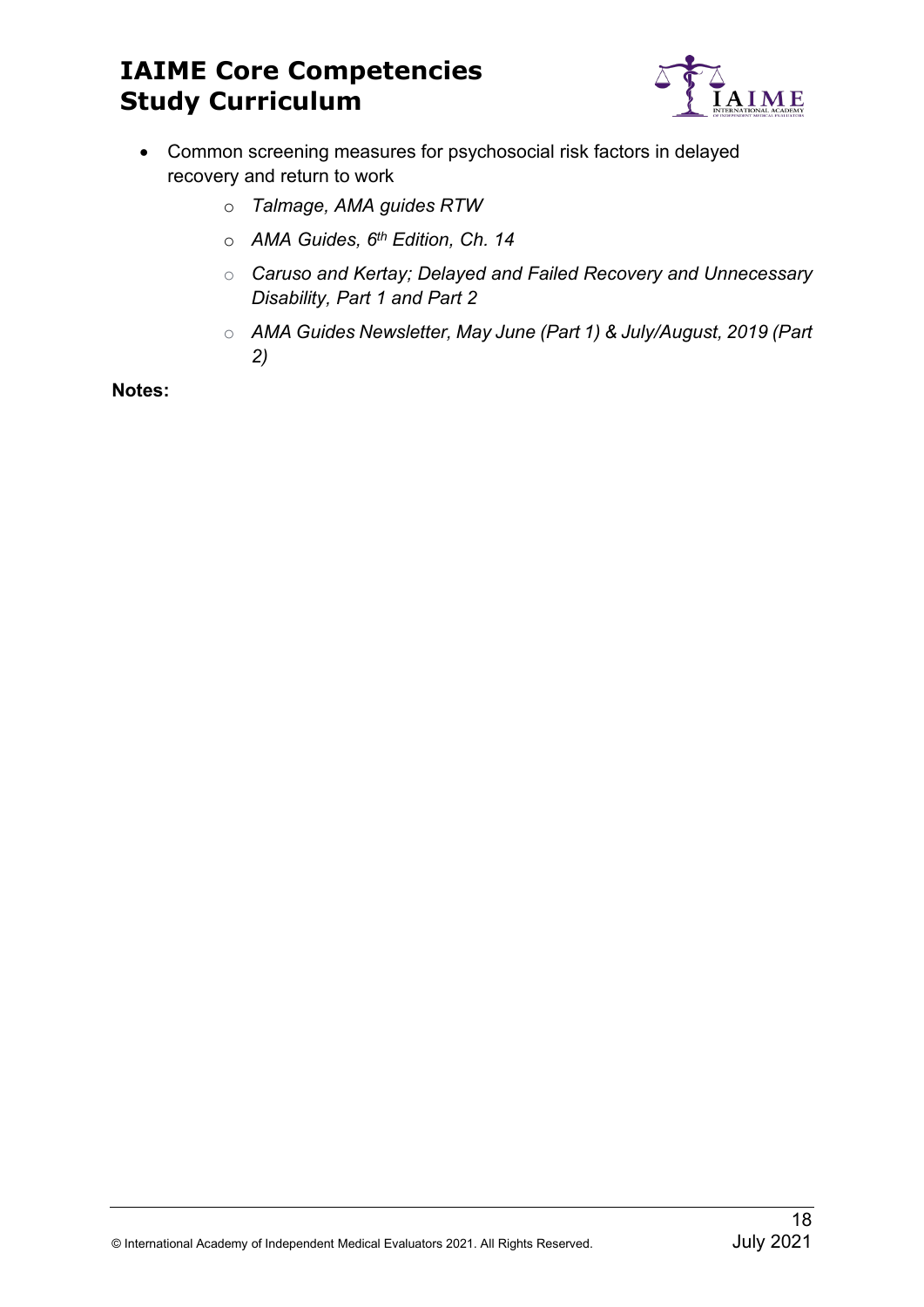- Common screening measures for psychosocial risk factors in delayed recovery and return to work
    - *Talmage, AMA guides RTW*
    - *AMA Guides, 6th Edition, Ch. 14*
    - *Caruso and Kertay; Delayed and Failed Recovery and Unnecessary Disability, Part 1 and Part 2*
    - *AMA Guides Newsletter, May June (Part 1) & July/August, 2019 (Part 2)*

**Notes:**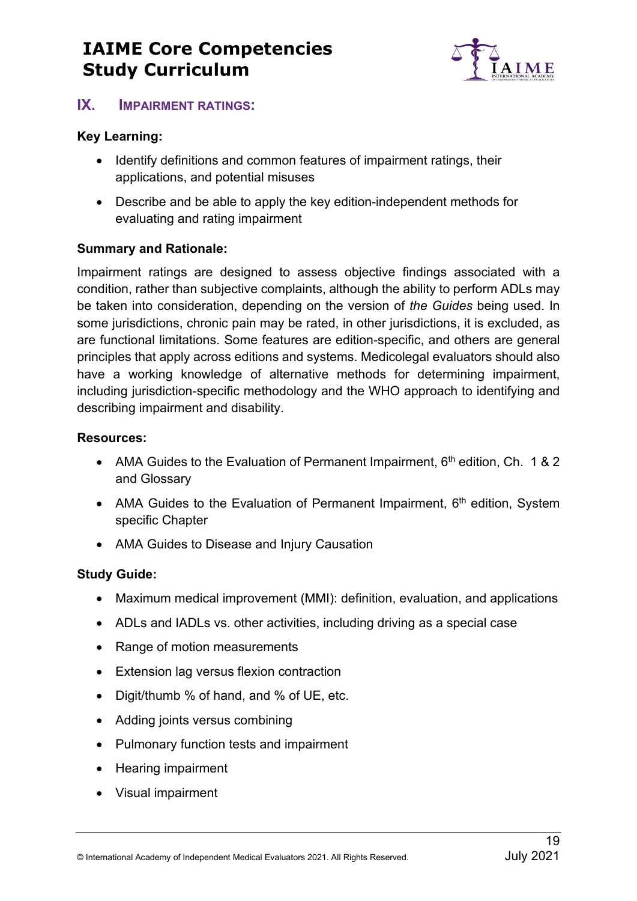## IX. Impairment Ratings:

**Key Learning:**

- Identify definitions and common features of impairment ratings, their applications, and potential misuses
- Describe and be able to apply the key edition-independent methods for evaluating and rating impairment

**Summary and Rationale:**

Impairment ratings are designed to assess objective findings associated with a condition, rather than subjective complaints, although the ability to perform ADLs may be taken into consideration, depending on the version of *the Guides* being used. In some jurisdictions, chronic pain may be rated, in other jurisdictions, it is excluded, as are functional limitations. Some features are edition-specific, and others are general principles that apply across editions and systems. Medicolegal evaluators should also have a working knowledge of alternative methods for determining impairment, including jurisdiction-specific methodology and the WHO approach to identifying and describing impairment and disability.

**Resources:**

- AMA Guides to the Evaluation of Permanent Impairment, 6th edition, Ch. 1 & 2 and Glossary
- AMA Guides to the Evaluation of Permanent Impairment, 6th edition, System specific Chapter
- AMA Guides to Disease and Injury Causation

**Study Guide:**

- Maximum medical improvement (MMI): definition, evaluation, and applications
- ADLs and IADLs vs. other activities, including driving as a special case
- Range of motion measurements
- Extension lag versus flexion contraction
- Digit/thumb % of hand, and % of UE, etc.
- Adding joints versus combining
- Pulmonary function tests and impairment
- Hearing impairment
- Visual impairment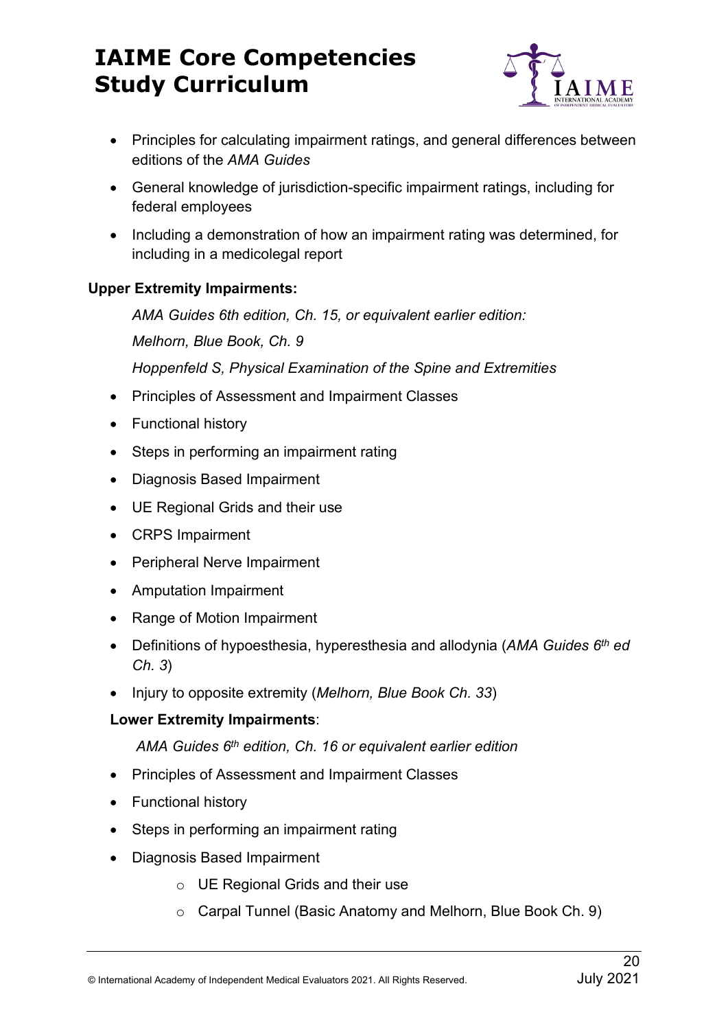- Principles for calculating impairment ratings, and general differences between editions of the *AMA Guides*
- General knowledge of jurisdiction-specific impairment ratings, including for federal employees
- Including a demonstration of how an impairment rating was determined, for including in a medicolegal report

**Upper Extremity Impairments:**

*AMA Guides 6th edition, Ch. 15, or equivalent earlier edition:*

*Melhorn, Blue Book, Ch. 9*

*Hoppenfeld S, Physical Examination of the Spine and Extremities*

- Principles of Assessment and Impairment Classes
- Functional history
- Steps in performing an impairment rating
- Diagnosis Based Impairment
- UE Regional Grids and their use
- CRPS Impairment
- Peripheral Nerve Impairment
- Amputation Impairment
- Range of Motion Impairment
- Definitions of hypoesthesia, hyperesthesia and allodynia (*AMA Guides 6th ed Ch. 3*)
- Injury to opposite extremity (*Melhorn, Blue Book Ch. 33*)

**Lower Extremity Impairments**:

*AMA Guides 6th edition, Ch. 16 or equivalent earlier edition*

- Principles of Assessment and Impairment Classes
- Functional history
- Steps in performing an impairment rating
- Diagnosis Based Impairment
  - UE Regional Grids and their use
  - Carpal Tunnel (Basic Anatomy and Melhorn, Blue Book Ch. 9)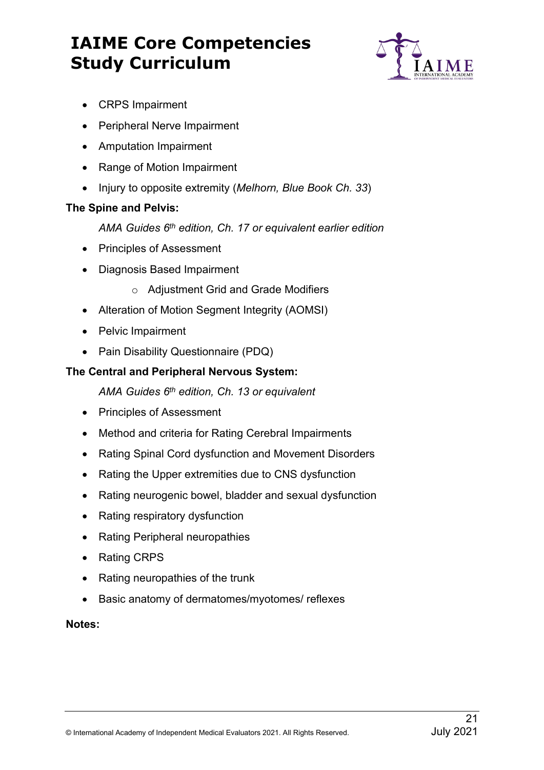- CRPS Impairment
- Peripheral Nerve Impairment
- Amputation Impairment
- Range of Motion Impairment
- Injury to opposite extremity (*Melhorn, Blue Book Ch. 33*)

**The Spine and Pelvis:**

*AMA Guides 6th edition, Ch. 17 or equivalent earlier edition*

- Principles of Assessment
- Diagnosis Based Impairment
  - Adjustment Grid and Grade Modifiers
- Alteration of Motion Segment Integrity (AOMSI)
- Pelvic Impairment
- Pain Disability Questionnaire (PDQ)

**The Central and Peripheral Nervous System:**

*AMA Guides 6th edition, Ch. 13 or equivalent*

- Principles of Assessment
- Method and criteria for Rating Cerebral Impairments
- Rating Spinal Cord dysfunction and Movement Disorders
- Rating the Upper extremities due to CNS dysfunction
- Rating neurogenic bowel, bladder and sexual dysfunction
- Rating respiratory dysfunction
- Rating Peripheral neuropathies
- Rating CRPS
- Rating neuropathies of the trunk
- Basic anatomy of dermatomes/myotomes/ reflexes

**Notes:**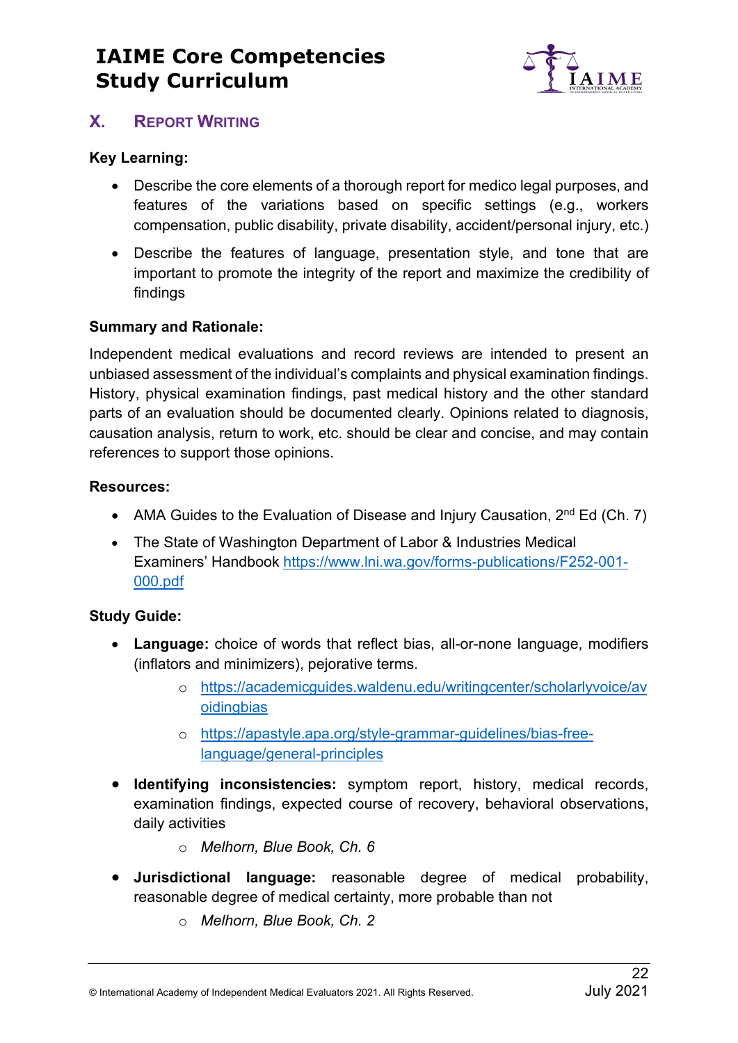## X. Report Writing

**Key Learning:**

- Describe the core elements of a thorough report for medico legal purposes, and features of the variations based on specific settings (e.g., workers compensation, public disability, private disability, accident/personal injury, etc.)
- Describe the features of language, presentation style, and tone that are important to promote the integrity of the report and maximize the credibility of findings

**Summary and Rationale:**

Independent medical evaluations and record reviews are intended to present an unbiased assessment of the individual's complaints and physical examination findings. History, physical examination findings, past medical history and the other standard parts of an evaluation should be documented clearly. Opinions related to diagnosis, causation analysis, return to work, etc. should be clear and concise, and may contain references to support those opinions.

**Resources:**

- AMA Guides to the Evaluation of Disease and Injury Causation, 2nd Ed (Ch. 7)
- The State of Washington Department of Labor & Industries Medical Examiners' Handbook https://www.lni.wa.gov/forms-publications/F252-001-000.pdf

**Study Guide:**

- **Language:** choice of words that reflect bias, all-or-none language, modifiers (inflators and minimizers), pejorative terms.
  - https://academicguides.waldenu.edu/writingcenter/scholarlyvoice/avoidingbias
  - https://apastyle.apa.org/style-grammar-guidelines/bias-free-language/general-principles
- **Identifying inconsistencies:** symptom report, history, medical records, examination findings, expected course of recovery, behavioral observations, daily activities
  - *Melhorn, Blue Book, Ch. 6*
- **Jurisdictional language:** reasonable degree of medical probability, reasonable degree of medical certainty, more probable than not
  - *Melhorn, Blue Book, Ch. 2*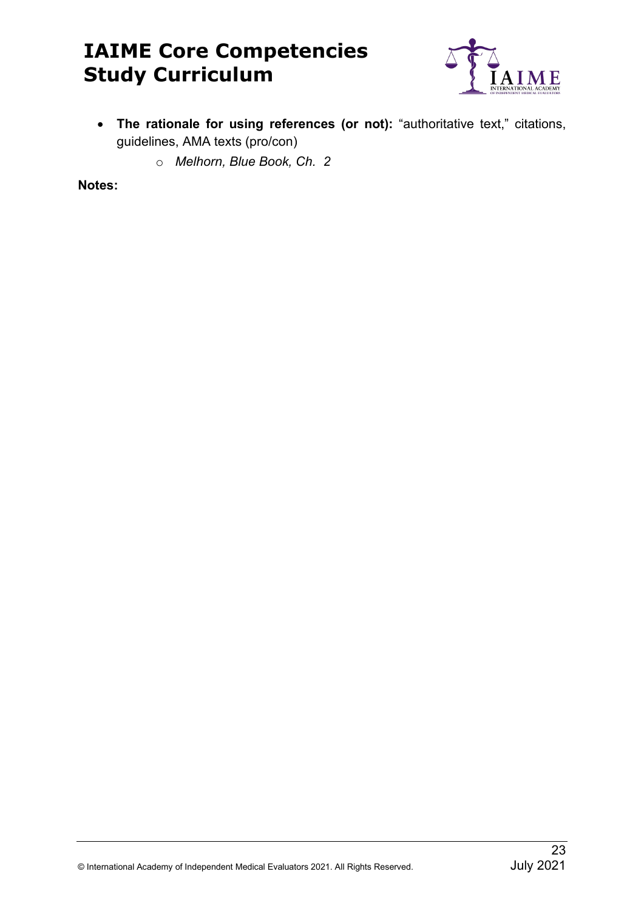- **The rationale for using references (or not):** "authoritative text," citations, guidelines, AMA texts (pro/con)
    - *Melhorn, Blue Book, Ch. 2*

**Notes:**